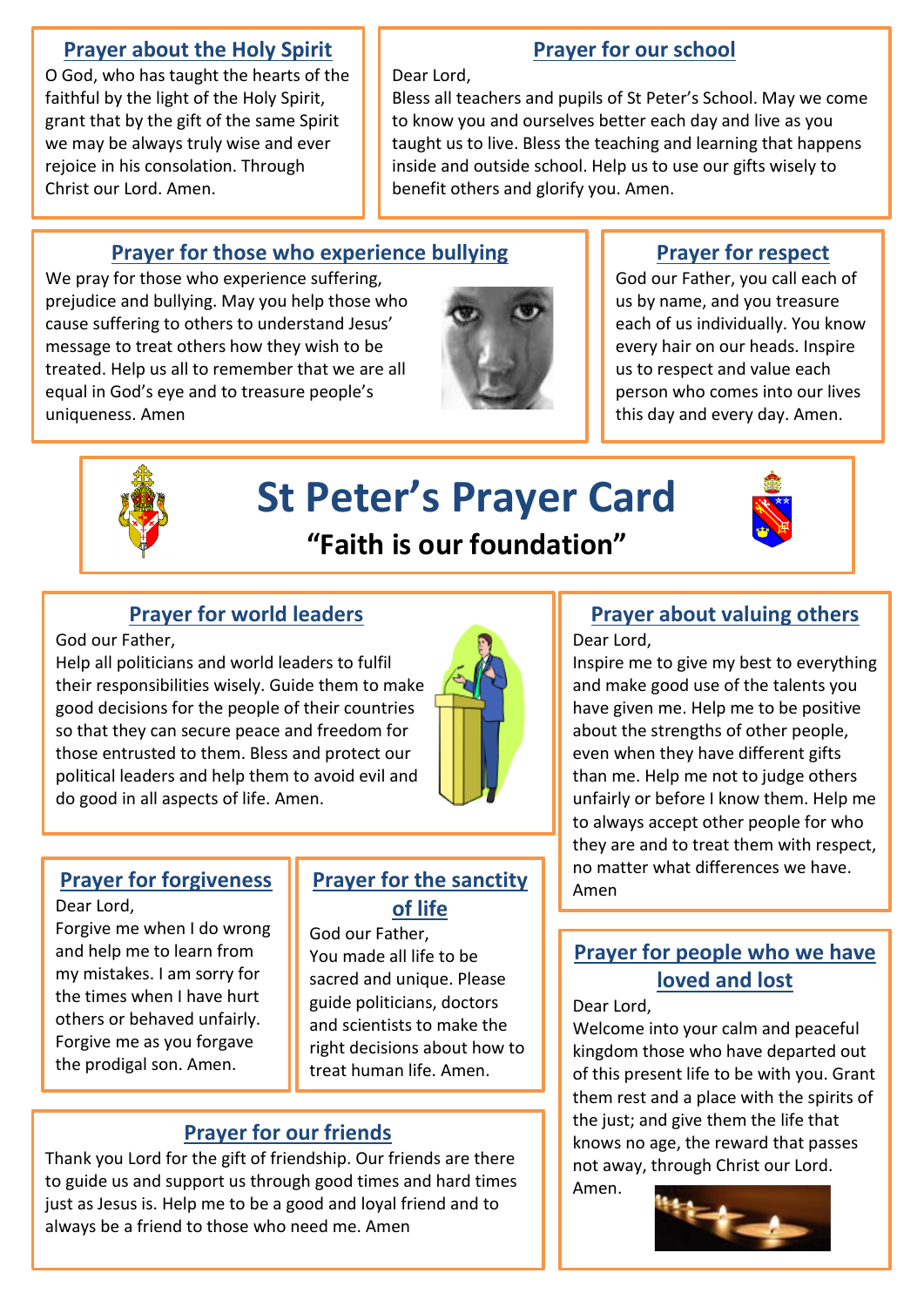# St Peter's Prayer Card

**"Faith is our foundation"**

## Prayer about the Holy Spirit

O God, who has taught the hearts of the faithful by the light of the Holy Spirit, grant that by the gift of the same Spirit we may be always truly wise and ever rejoice in his consolation. Through Christ our Lord. Amen.

## Prayer for our school

Dear Lord,
Bless all teachers and pupils of St Peter's School. May we come to know you and ourselves better each day and live as you taught us to live. Bless the teaching and learning that happens inside and outside school. Help us to use our gifts wisely to benefit others and glorify you. Amen.

## Prayer for those who experience bullying

We pray for those who experience suffering, prejudice and bullying. May you help those who cause suffering to others to understand Jesus' message to treat others how they wish to be treated. Help us all to remember that we are all equal in God's eye and to treasure people's uniqueness. Amen

## Prayer for respect

God our Father, you call each of us by name, and you treasure each of us individually. You know every hair on our heads. Inspire us to respect and value each person who comes into our lives this day and every day. Amen.

## Prayer for world leaders

God our Father,
Help all politicians and world leaders to fulfil their responsibilities wisely. Guide them to make good decisions for the people of their countries so that they can secure peace and freedom for those entrusted to them. Bless and protect our political leaders and help them to avoid evil and do good in all aspects of life. Amen.

## Prayer about valuing others

Dear Lord,
Inspire me to give my best to everything and make good use of the talents you have given me. Help me to be positive about the strengths of other people, even when they have different gifts than me. Help me not to judge others unfairly or before I know them. Help me to always accept other people for who they are and to treat them with respect, no matter what differences we have. Amen

## Prayer for forgiveness

Dear Lord,
Forgive me when I do wrong and help me to learn from my mistakes. I am sorry for the times when I have hurt others or behaved unfairly. Forgive me as you forgave the prodigal son. Amen.

## Prayer for the sanctity of life

God our Father,
You made all life to be sacred and unique. Please guide politicians, doctors and scientists to make the right decisions about how to treat human life. Amen.

## Prayer for people who we have loved and lost

Dear Lord,
Welcome into your calm and peaceful kingdom those who have departed out of this present life to be with you. Grant them rest and a place with the spirits of the just; and give them the life that knows no age, the reward that passes not away, through Christ our Lord. Amen.

## Prayer for our friends

Thank you Lord for the gift of friendship. Our friends are there to guide us and support us through good times and hard times just as Jesus is. Help me to be a good and loyal friend and to always be a friend to those who need me. Amen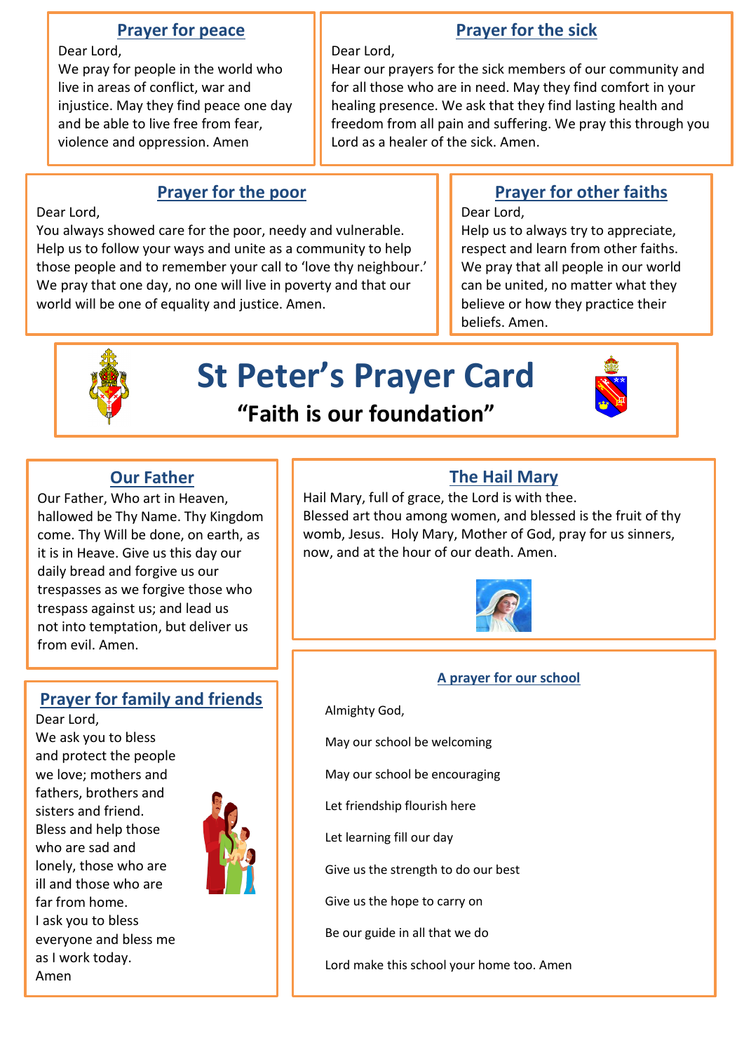## Prayer for peace

Dear Lord,
We pray for people in the world who live in areas of conflict, war and injustice. May they find peace one day and be able to live free from fear, violence and oppression. Amen

## Prayer for the sick

Dear Lord,
Hear our prayers for the sick members of our community and for all those who are in need. May they find comfort in your healing presence. We ask that they find lasting health and freedom from all pain and suffering. We pray this through you Lord as a healer of the sick. Amen.

## Prayer for the poor

Dear Lord,
You always showed care for the poor, needy and vulnerable. Help us to follow your ways and unite as a community to help those people and to remember your call to 'love thy neighbour.' We pray that one day, no one will live in poverty and that our world will be one of equality and justice. Amen.

## Prayer for other faiths

Dear Lord,
Help us to always try to appreciate, respect and learn from other faiths. We pray that all people in our world can be united, no matter what they believe or how they practice their beliefs. Amen.

# St Peter's Prayer Card

**"Faith is our foundation"**

## Our Father

Our Father, Who art in Heaven, hallowed be Thy Name. Thy Kingdom come. Thy Will be done, on earth, as it is in Heave. Give us this day our daily bread and forgive us our trespasses as we forgive those who trespass against us; and lead us not into temptation, but deliver us from evil. Amen.

## The Hail Mary

Hail Mary, full of grace, the Lord is with thee.
Blessed art thou among women, and blessed is the fruit of thy womb, Jesus. Holy Mary, Mother of God, pray for us sinners, now, and at the hour of our death. Amen.

## Prayer for family and friends

Dear Lord,
We ask you to bless and protect the people we love; mothers and fathers, brothers and sisters and friend.
Bless and help those who are sad and lonely, those who are ill and those who are far from home.
I ask you to bless everyone and bless me as I work today.
Amen

## A prayer for our school

Almighty God,

May our school be welcoming

May our school be encouraging

Let friendship flourish here

Let learning fill our day

Give us the strength to do our best

Give us the hope to carry on

Be our guide in all that we do

Lord make this school your home too. Amen